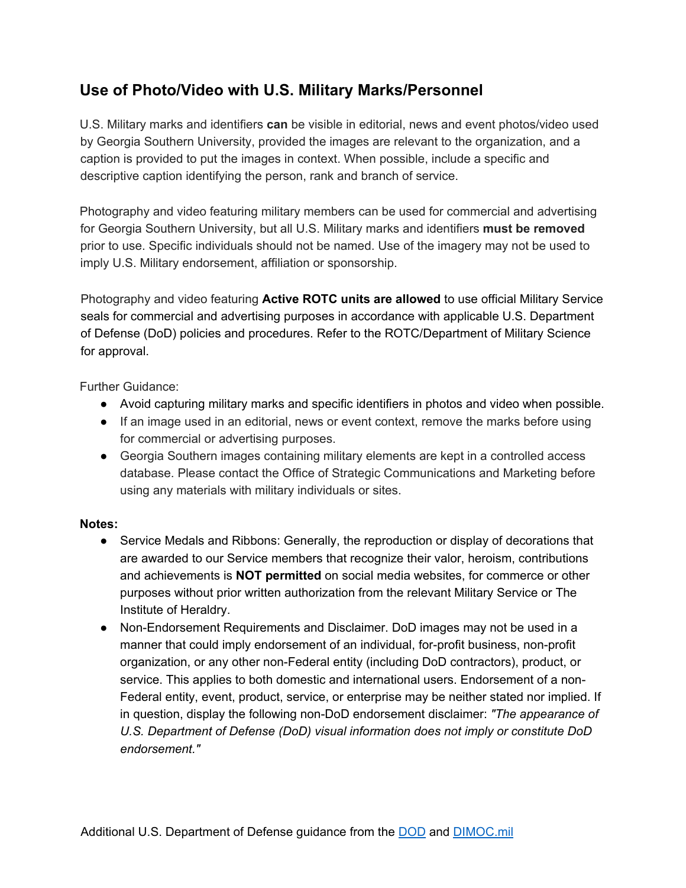## Use of Photo/Video with U.S. Military Marks/Personnel

U.S. Military marks and identifiers **can** be visible in editorial, news and event photos/video used by Georgia Southern University, provided the images are relevant to the organization, and a caption is provided to put the images in context. When possible, include a specific and descriptive caption identifying the person, rank and branch of service.

Photography and video featuring military members can be used for commercial and advertising for Georgia Southern University, but all U.S. Military marks and identifiers **must be removed** prior to use. Specific individuals should not be named. Use of the imagery may not be used to imply U.S. Military endorsement, affiliation or sponsorship.

Photography and video featuring **Active ROTC units are allowed** to use official Military Service seals for commercial and advertising purposes in accordance with applicable U.S. Department of Defense (DoD) policies and procedures. Refer to the ROTC/Department of Military Science for approval.

Further Guidance:

- Avoid capturing military marks and specific identifiers in photos and video when possible.
- If an image used in an editorial, news or event context, remove the marks before using for commercial or advertising purposes.
- Georgia Southern images containing military elements are kept in a controlled access database. Please contact the Office of Strategic Communications and Marketing before using any materials with military individuals or sites.

**Notes:**

- Service Medals and Ribbons: Generally, the reproduction or display of decorations that are awarded to our Service members that recognize their valor, heroism, contributions and achievements is **NOT permitted** on social media websites, for commerce or other purposes without prior written authorization from the relevant Military Service or The Institute of Heraldry.
- Non-Endorsement Requirements and Disclaimer. DoD images may not be used in a manner that could imply endorsement of an individual, for-profit business, non-profit organization, or any other non-Federal entity (including DoD contractors), product, or service. This applies to both domestic and international users. Endorsement of a non-Federal entity, event, product, service, or enterprise may be neither stated nor implied. If in question, display the following non-DoD endorsement disclaimer: *"The appearance of U.S. Department of Defense (DoD) visual information does not imply or constitute DoD endorsement."*

Additional U.S. Department of Defense guidance from the [DOD] and [DIMOC.mil]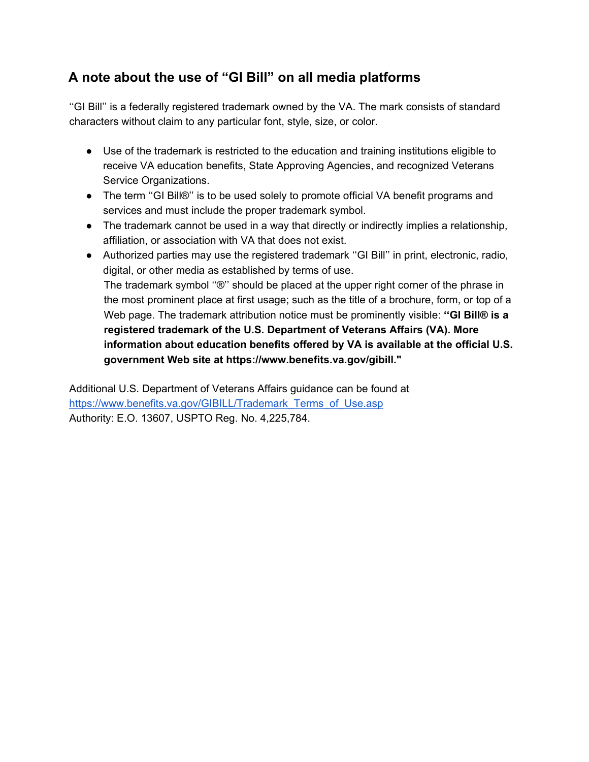## A note about the use of “GI Bill” on all media platforms

‘‘GI Bill’’ is a federally registered trademark owned by the VA. The mark consists of standard characters without claim to any particular font, style, size, or color.

- Use of the trademark is restricted to the education and training institutions eligible to receive VA education benefits, State Approving Agencies, and recognized Veterans Service Organizations.
- The term ‘‘GI Bill®’’ is to be used solely to promote official VA benefit programs and services and must include the proper trademark symbol.
- The trademark cannot be used in a way that directly or indirectly implies a relationship, affiliation, or association with VA that does not exist.
- Authorized parties may use the registered trademark ‘‘GI Bill’’ in print, electronic, radio, digital, or other media as established by terms of use.
  The trademark symbol ‘‘®’’ should be placed at the upper right corner of the phrase in the most prominent place at first usage; such as the title of a brochure, form, or top of a Web page. The trademark attribution notice must be prominently visible: **‘‘GI Bill® is a registered trademark of the U.S. Department of Veterans Affairs (VA). More information about education benefits offered by VA is available at the official U.S. government Web site at https://www.benefits.va.gov/gibill."**

Additional U.S. Department of Veterans Affairs guidance can be found at [https://www.benefits.va.gov/GIBILL/Trademark_Terms_of_Use.asp](https://www.benefits.va.gov/GIBILL/Trademark_Terms_of_Use.asp)
Authority: E.O. 13607, USPTO Reg. No. 4,225,784.